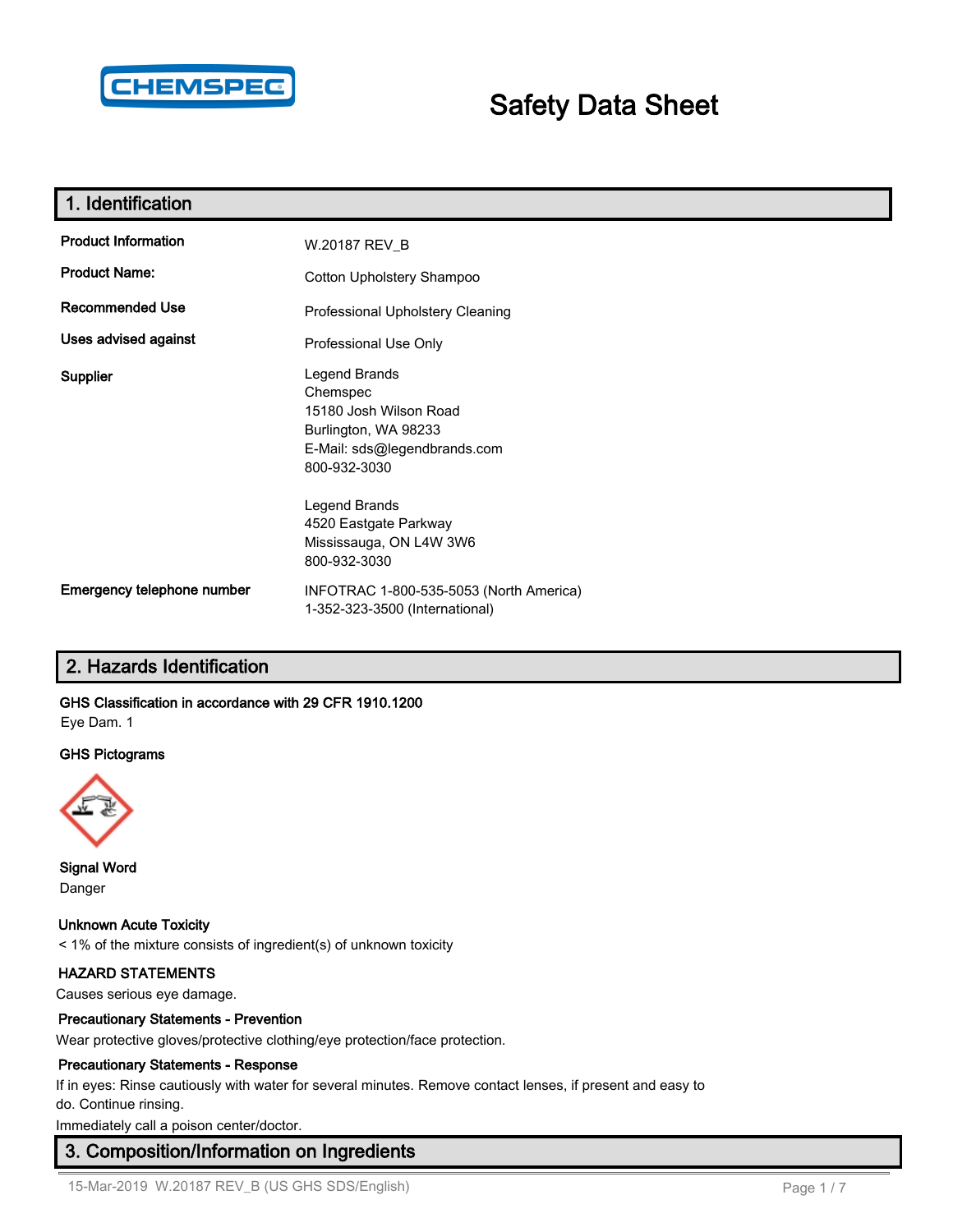CHEMSPEC

# Safety Data Sheet

## 1. Identification

| | |
|---|---|
| **Product Information** | W.20187 REV_B |
| **Product Name:** | Cotton Upholstery Shampoo |
| **Recommended Use** | Professional Upholstery Cleaning |
| **Uses advised against** | Professional Use Only |
| **Supplier** | Legend Brands<br>Chemspec<br>15180 Josh Wilson Road<br>Burlington, WA 98233<br>E-Mail: sds@legendbrands.com<br>800-932-3030<br><br>Legend Brands<br>4520 Eastgate Parkway<br>Mississauga, ON L4W 3W6<br>800-932-3030 |
| **Emergency telephone number** | INFOTRAC 1-800-535-5053 (North America)<br>1-352-323-3500 (International) |

## 2. Hazards Identification

**GHS Classification in accordance with 29 CFR 1910.1200**

Eye Dam. 1

**GHS Pictograms**

**Signal Word**

Danger

**Unknown Acute Toxicity**

< 1% of the mixture consists of ingredient(s) of unknown toxicity

**HAZARD STATEMENTS**

Causes serious eye damage.

**Precautionary Statements - Prevention**

Wear protective gloves/protective clothing/eye protection/face protection.

**Precautionary Statements - Response**

If in eyes: Rinse cautiously with water for several minutes. Remove contact lenses, if present and easy to do. Continue rinsing.

Immediately call a poison center/doctor.

## 3. Composition/Information on Ingredients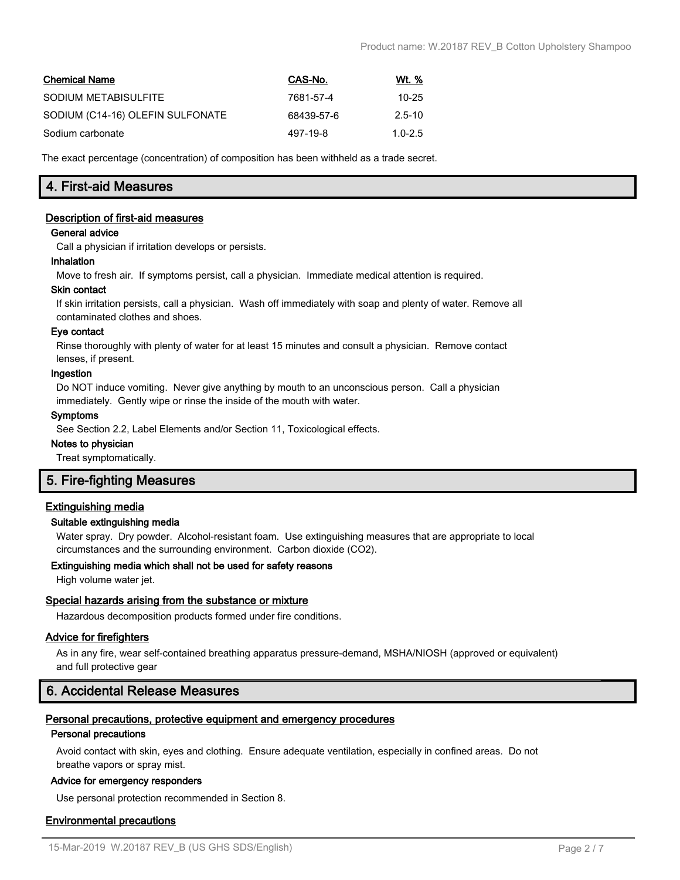| Chemical Name | CAS-No. | Wt. % |
| --- | --- | --- |
| SODIUM METABISULFITE | 7681-57-4 | 10-25 |
| SODIUM (C14-16) OLEFIN SULFONATE | 68439-57-6 | 2.5-10 |
| Sodium carbonate | 497-19-8 | 1.0-2.5 |

The exact percentage (concentration) of composition has been withheld as a trade secret.

## 4. First-aid Measures

### Description of first-aid measures

**General advice**

Call a physician if irritation develops or persists.

**Inhalation**

Move to fresh air. If symptoms persist, call a physician. Immediate medical attention is required.

**Skin contact**

If skin irritation persists, call a physician. Wash off immediately with soap and plenty of water. Remove all contaminated clothes and shoes.

**Eye contact**

Rinse thoroughly with plenty of water for at least 15 minutes and consult a physician. Remove contact lenses, if present.

**Ingestion**

Do NOT induce vomiting. Never give anything by mouth to an unconscious person. Call a physician immediately. Gently wipe or rinse the inside of the mouth with water.

**Symptoms**

See Section 2.2, Label Elements and/or Section 11, Toxicological effects.

**Notes to physician**

Treat symptomatically.

## 5. Fire-fighting Measures

### Extinguishing media

**Suitable extinguishing media**

Water spray. Dry powder. Alcohol-resistant foam. Use extinguishing measures that are appropriate to local circumstances and the surrounding environment. Carbon dioxide ($CO_2$).

**Extinguishing media which shall not be used for safety reasons**

High volume water jet.

### Special hazards arising from the substance or mixture

Hazardous decomposition products formed under fire conditions.

### Advice for firefighters

As in any fire, wear self-contained breathing apparatus pressure-demand, MSHA/NIOSH (approved or equivalent) and full protective gear

## 6. Accidental Release Measures

### Personal precautions, protective equipment and emergency procedures

**Personal precautions**

Avoid contact with skin, eyes and clothing. Ensure adequate ventilation, especially in confined areas. Do not breathe vapors or spray mist.

**Advice for emergency responders**

Use personal protection recommended in Section 8.

### Environmental precautions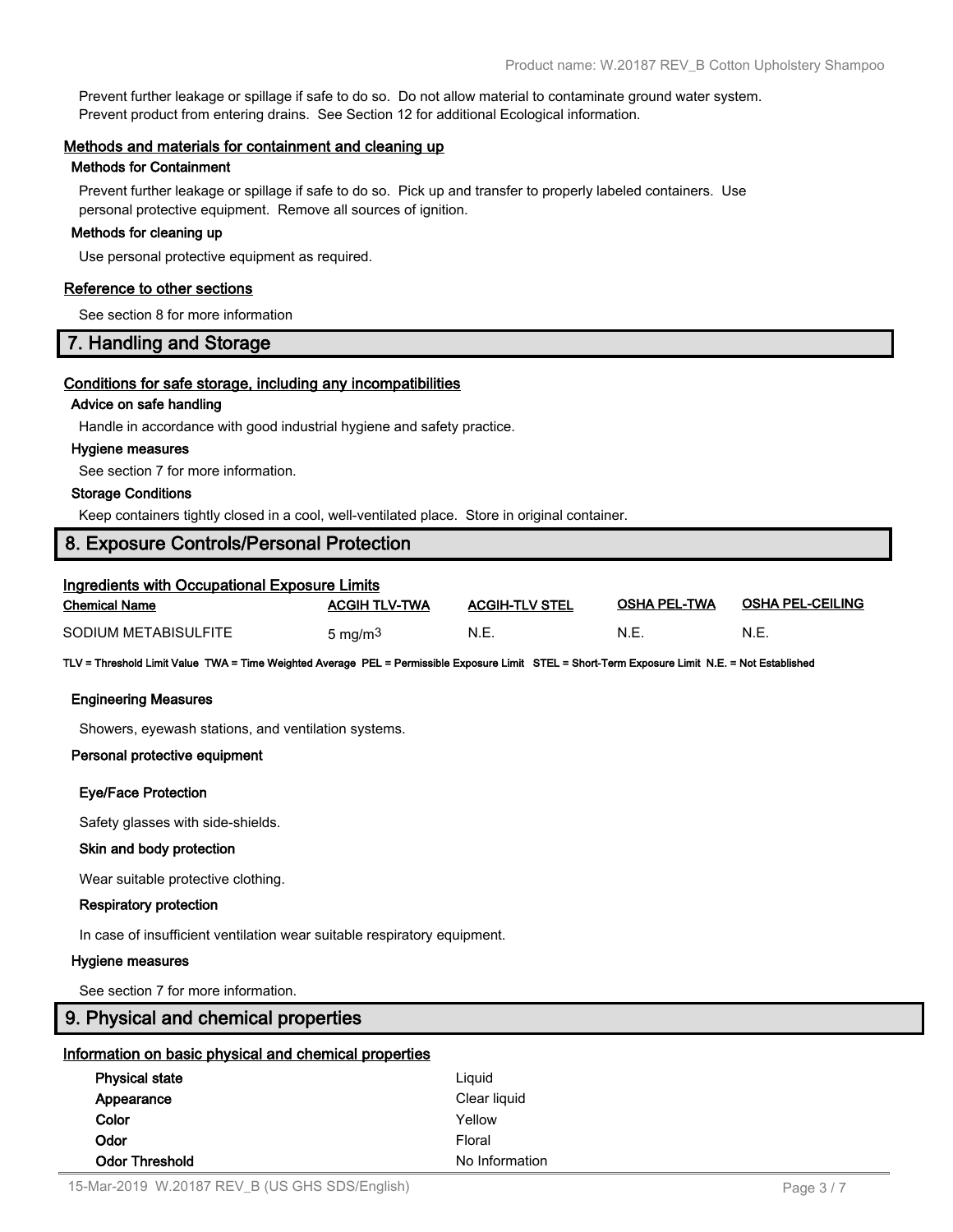Prevent further leakage or spillage if safe to do so. Do not allow material to contaminate ground water system. Prevent product from entering drains. See Section 12 for additional Ecological information.

### Methods and materials for containment and cleaning up

**Methods for Containment**

Prevent further leakage or spillage if safe to do so. Pick up and transfer to properly labeled containers. Use personal protective equipment. Remove all sources of ignition.

**Methods for cleaning up**

Use personal protective equipment as required.

### Reference to other sections

See section 8 for more information

## 7. Handling and Storage

### Conditions for safe storage, including any incompatibilities

**Advice on safe handling**

Handle in accordance with good industrial hygiene and safety practice.

**Hygiene measures**

See section 7 for more information.

**Storage Conditions**

Keep containers tightly closed in a cool, well-ventilated place. Store in original container.

## 8. Exposure Controls/Personal Protection

### Ingredients with Occupational Exposure Limits

| Chemical Name | ACGIH TLV-TWA | ACGIH-TLV STEL | OSHA PEL-TWA | OSHA PEL-CEILING |
|---|---|---|---|---|
| SODIUM METABISULFITE | 5 mg/m$^3$ | N.E. | N.E. | N.E. |

**TLV = Threshold Limit Value TWA = Time Weighted Average PEL = Permissible Exposure Limit STEL = Short-Term Exposure Limit N.E. = Not Established**

**Engineering Measures**

Showers, eyewash stations, and ventilation systems.

**Personal protective equipment**

**Eye/Face Protection**

Safety glasses with side-shields.

**Skin and body protection**

Wear suitable protective clothing.

**Respiratory protection**

In case of insufficient ventilation wear suitable respiratory equipment.

**Hygiene measures**

See section 7 for more information.

## 9. Physical and chemical properties

### Information on basic physical and chemical properties

| | |
|---|---|
| **Physical state** | Liquid |
| **Appearance** | Clear liquid |
| **Color** | Yellow |
| **Odor** | Floral |
| **Odor Threshold** | No Information |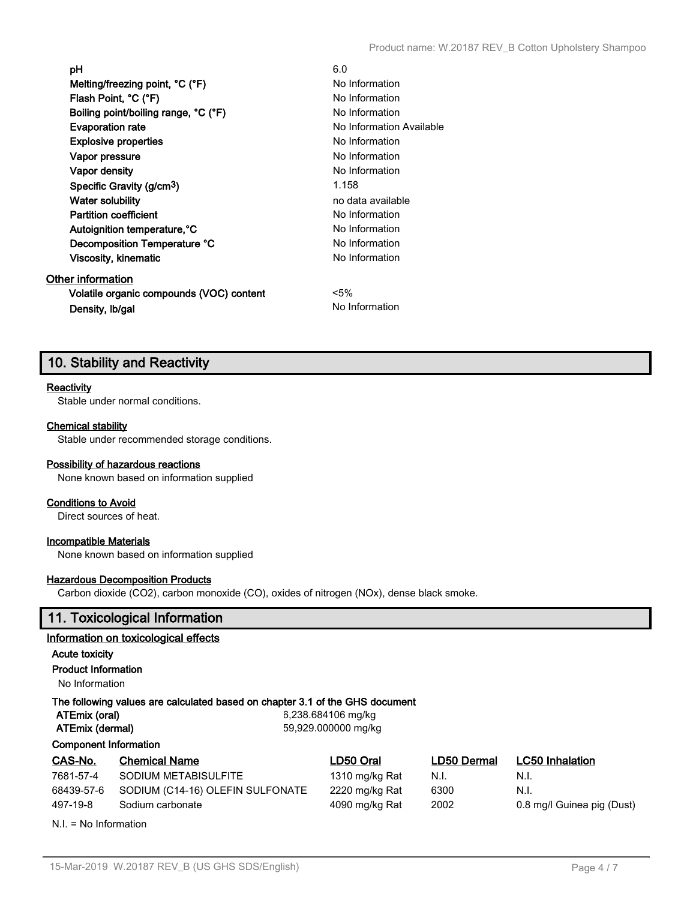| | |
|---|---|
| **pH** | 6.0 |
| **Melting/freezing point, °C (°F)** | No Information |
| **Flash Point, °C (°F)** | No Information |
| **Boiling point/boiling range, °C (°F)** | No Information |
| **Evaporation rate** | No Information Available |
| **Explosive properties** | No Information |
| **Vapor pressure** | No Information |
| **Vapor density** | No Information |
| **Specific Gravity (g/cm$^3$)** | 1.158 |
| **Water solubility** | no data available |
| **Partition coefficient** | No Information |
| **Autoignition temperature,°C** | No Information |
| **Decomposition Temperature °C** | No Information |
| **Viscosity, kinematic** | No Information |

**Other information**

| | |
|---|---|
| **Volatile organic compounds (VOC) content** | <5% |
| **Density, lb/gal** | No Information |

## 10. Stability and Reactivity

**Reactivity**

Stable under normal conditions.

**Chemical stability**

Stable under recommended storage conditions.

**Possibility of hazardous reactions**

None known based on information supplied

**Conditions to Avoid**

Direct sources of heat.

**Incompatible Materials**

None known based on information supplied

**Hazardous Decomposition Products**

Carbon dioxide ($CO_2$), carbon monoxide (CO), oxides of nitrogen ($NO_x$), dense black smoke.

## 11. Toxicological Information

**Information on toxicological effects**

**Acute toxicity**

**Product Information**

No Information

**The following values are calculated based on chapter 3.1 of the GHS document**

| | |
|---|---|
| **ATEmix (oral)** | 6,238.684106 mg/kg |
| **ATEmix (dermal)** | 59,929.000000 mg/kg |

**Component Information**

| CAS-No. | Chemical Name | LD50 Oral | LD50 Dermal | LC50 Inhalation |
|---|---|---|---|---|
| 7681-57-4 | SODIUM METABISULFITE | 1310 mg/kg Rat | N.I. | N.I. |
| 68439-57-6 | SODIUM (C14-16) OLEFIN SULFONATE | 2220 mg/kg Rat | 6300 | N.I. |
| 497-19-8 | Sodium carbonate | 4090 mg/kg Rat | 2002 | 0.8 mg/l Guinea pig (Dust) |

N.I. = No Information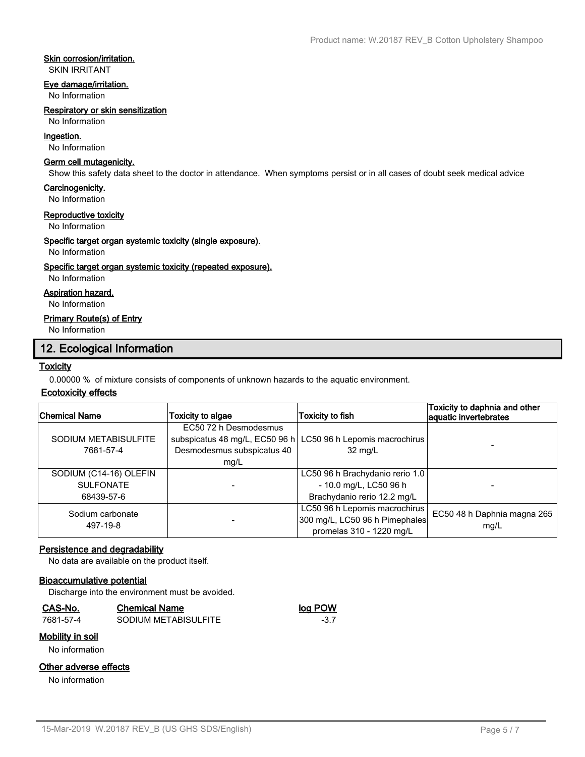**Skin corrosion/irritation.**

SKIN IRRITANT

**Eye damage/irritation.**

No Information

**Respiratory or skin sensitization**

No Information

**Ingestion.**

No Information

**Germ cell mutagenicity.**

Show this safety data sheet to the doctor in attendance. When symptoms persist or in all cases of doubt seek medical advice

**Carcinogenicity.**

No Information

**Reproductive toxicity**

No Information

**Specific target organ systemic toxicity (single exposure).**

No Information

**Specific target organ systemic toxicity (repeated exposure).**

No Information

**Aspiration hazard.**

No Information

**Primary Route(s) of Entry**

No Information

## 12. Ecological Information

**Toxicity**

0.00000 % of mixture consists of components of unknown hazards to the aquatic environment.

**Ecotoxicity effects**

| Chemical Name | Toxicity to algae | Toxicity to fish | Toxicity to daphnia and other aquatic invertebrates |
|---|---|---|---|
| SODIUM METABISULFITE 7681-57-4 | EC50 72 h Desmodesmus subspicatus 48 mg/L, EC50 96 h Desmodesmus subspicatus 40 mg/L | LC50 96 h Lepomis macrochirus 32 mg/L | - |
| SODIUM (C14-16) OLEFIN SULFONATE 68439-57-6 | - | LC50 96 h Brachydanio rerio 1.0 - 10.0 mg/L, LC50 96 h Brachydanio rerio 12.2 mg/L | - |
| Sodium carbonate 497-19-8 | - | LC50 96 h Lepomis macrochirus 300 mg/L, LC50 96 h Pimephales promelas 310 - 1220 mg/L | EC50 48 h Daphnia magna 265 mg/L |

**Persistence and degradability**

No data are available on the product itself.

**Bioaccumulative potential**

Discharge into the environment must be avoided.

| CAS-No. | Chemical Name | log POW |
|---|---|---|
| 7681-57-4 | SODIUM METABISULFITE | -3.7 |

**Mobility in soil**

No information

**Other adverse effects**

No information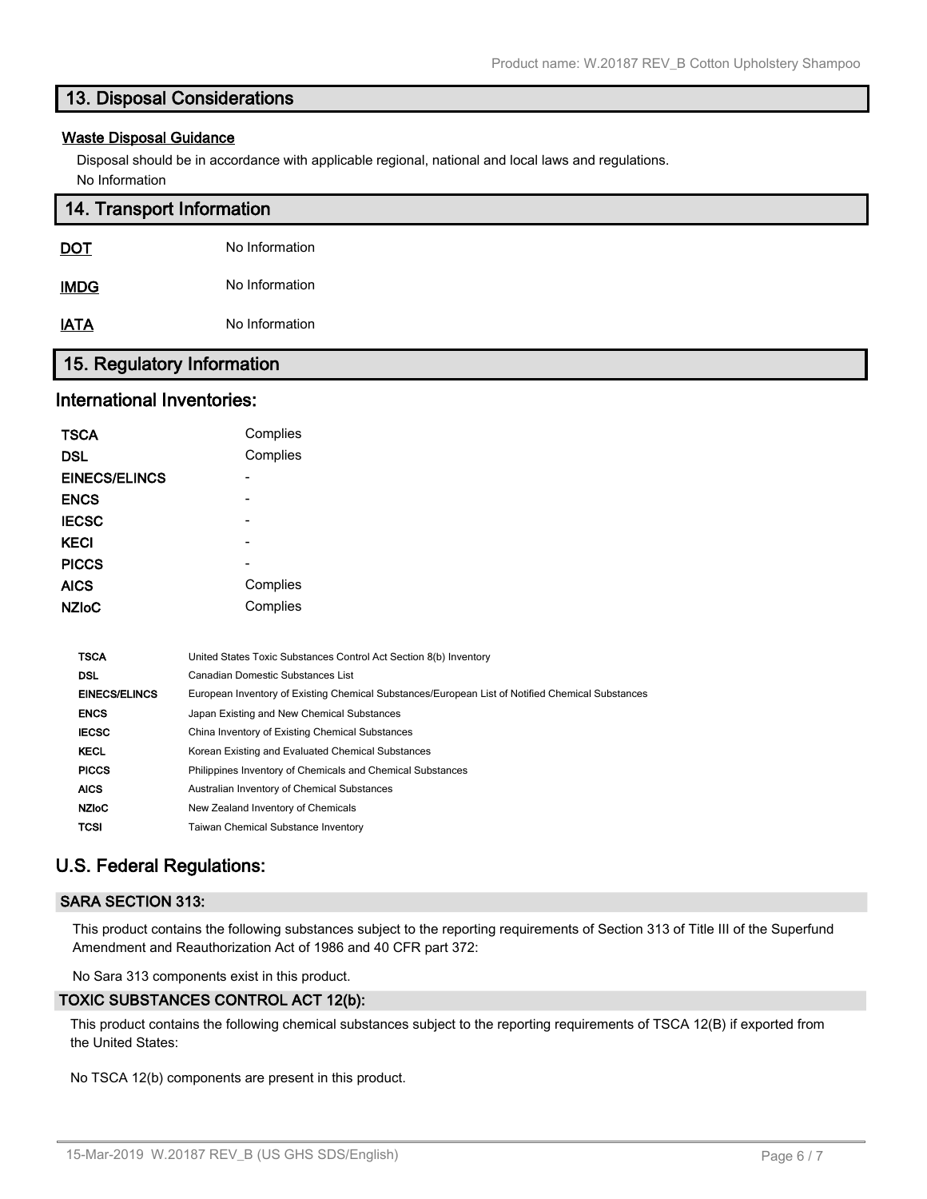## 13. Disposal Considerations

### Waste Disposal Guidance

Disposal should be in accordance with applicable regional, national and local laws and regulations.

No Information

## 14. Transport Information

| | |
|---|---|
| **DOT** | No Information |
| **IMDG** | No Information |
| **IATA** | No Information |

## 15. Regulatory Information

### International Inventories:

| | |
|---|---|
| **TSCA** | Complies |
| **DSL** | Complies |
| **EINECS/ELINCS** | - |
| **ENCS** | - |
| **IECSC** | - |
| **KECI** | - |
| **PICCS** | - |
| **AICS** | Complies |
| **NZIoC** | Complies |

| | |
|---|---|
| **TSCA** | United States Toxic Substances Control Act Section 8(b) Inventory |
| **DSL** | Canadian Domestic Substances List |
| **EINECS/ELINCS** | European Inventory of Existing Chemical Substances/European List of Notified Chemical Substances |
| **ENCS** | Japan Existing and New Chemical Substances |
| **IECSC** | China Inventory of Existing Chemical Substances |
| **KECL** | Korean Existing and Evaluated Chemical Substances |
| **PICCS** | Philippines Inventory of Chemicals and Chemical Substances |
| **AICS** | Australian Inventory of Chemical Substances |
| **NZIoC** | New Zealand Inventory of Chemicals |
| **TCSI** | Taiwan Chemical Substance Inventory |

### U.S. Federal Regulations:

#### SARA SECTION 313:

This product contains the following substances subject to the reporting requirements of Section 313 of Title III of the Superfund Amendment and Reauthorization Act of 1986 and 40 CFR part 372:

No Sara 313 components exist in this product.

#### TOXIC SUBSTANCES CONTROL ACT 12(b):

This product contains the following chemical substances subject to the reporting requirements of TSCA 12(B) if exported from the United States:

No TSCA 12(b) components are present in this product.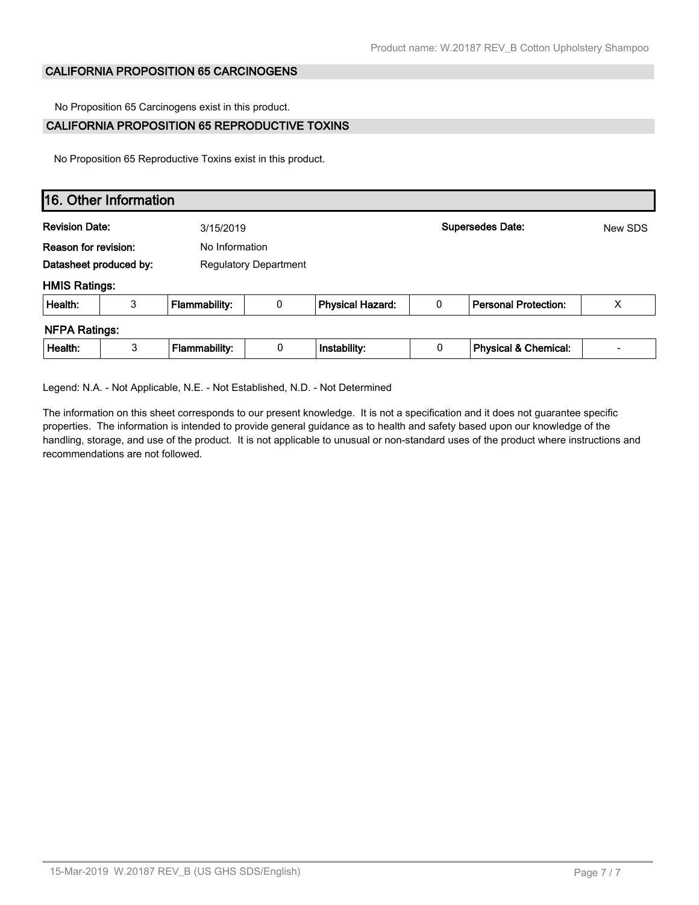### CALIFORNIA PROPOSITION 65 CARCINOGENS

No Proposition 65 Carcinogens exist in this product.

### CALIFORNIA PROPOSITION 65 REPRODUCTIVE TOXINS

No Proposition 65 Reproductive Toxins exist in this product.

## 16. Other Information

**Revision Date:** 3/15/2019 **Supersedes Date:** New SDS

**Reason for revision:** No Information

**Datasheet produced by:** Regulatory Department

**HMIS Ratings:**

| | | | | | | | |
|---|---|---|---|---|---|---|---|
| **Health:** | 3 | **Flammability:** | 0 | **Physical Hazard:** | 0 | **Personal Protection:** | X |

**NFPA Ratings:**

| | | | | | | | |
|---|---|---|---|---|---|---|---|
| **Health:** | 3 | **Flammability:** | 0 | **Instability:** | 0 | **Physical & Chemical:** | - |

Legend: N.A. - Not Applicable, N.E. - Not Established, N.D. - Not Determined

The information on this sheet corresponds to our present knowledge. It is not a specification and it does not guarantee specific properties. The information is intended to provide general guidance as to health and safety based upon our knowledge of the handling, storage, and use of the product. It is not applicable to unusual or non-standard uses of the product where instructions and recommendations are not followed.